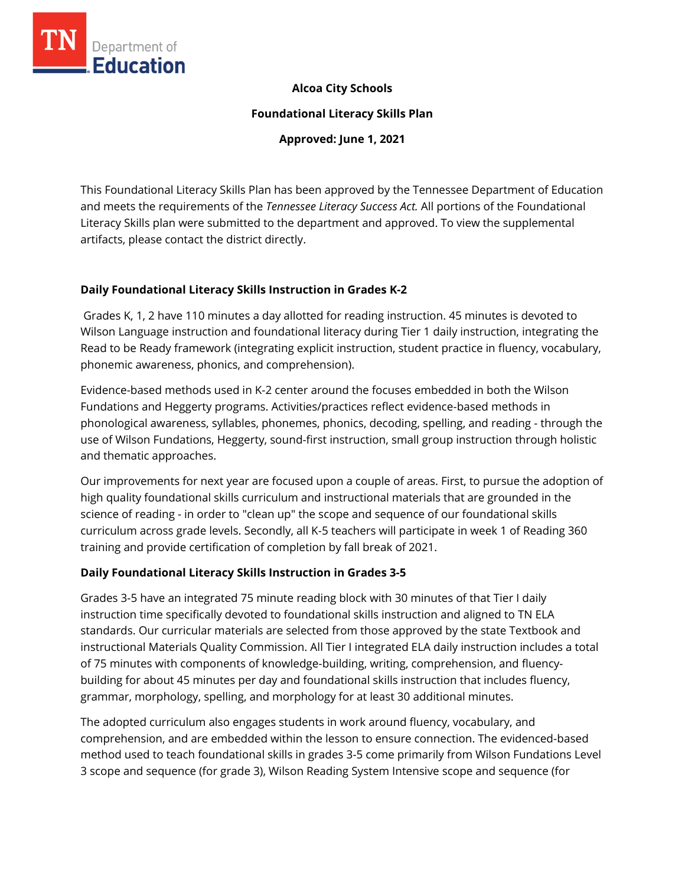**Alcoa City Schools**

**Foundational Literacy Skills Plan**

**Approved: June 1, 2021**

This Foundational Literacy Skills Plan has been approved by the Tennessee Department of Education and meets the requirements of the *Tennessee Literacy Success Act.* All portions of the Foundational Literacy Skills plan were submitted to the department and approved. To view the supplemental artifacts, please contact the district directly.

## Daily Foundational Literacy Skills Instruction in Grades K-2

Grades K, 1, 2 have 110 minutes a day allotted for reading instruction. 45 minutes is devoted to Wilson Language instruction and foundational literacy during Tier 1 daily instruction, integrating the Read to be Ready framework (integrating explicit instruction, student practice in fluency, vocabulary, phonemic awareness, phonics, and comprehension).

Evidence-based methods used in K-2 center around the focuses embedded in both the Wilson Fundations and Heggerty programs. Activities/practices reflect evidence-based methods in phonological awareness, syllables, phonemes, phonics, decoding, spelling, and reading - through the use of Wilson Fundations, Heggerty, sound-first instruction, small group instruction through holistic and thematic approaches.

Our improvements for next year are focused upon a couple of areas. First, to pursue the adoption of high quality foundational skills curriculum and instructional materials that are grounded in the science of reading - in order to "clean up" the scope and sequence of our foundational skills curriculum across grade levels. Secondly, all K-5 teachers will participate in week 1 of Reading 360 training and provide certification of completion by fall break of 2021.

## Daily Foundational Literacy Skills Instruction in Grades 3-5

Grades 3-5 have an integrated 75 minute reading block with 30 minutes of that Tier I daily instruction time specifically devoted to foundational skills instruction and aligned to TN ELA standards. Our curricular materials are selected from those approved by the state Textbook and instructional Materials Quality Commission. All Tier I integrated ELA daily instruction includes a total of 75 minutes with components of knowledge-building, writing, comprehension, and fluency-building for about 45 minutes per day and foundational skills instruction that includes fluency, grammar, morphology, spelling, and morphology for at least 30 additional minutes.

The adopted curriculum also engages students in work around fluency, vocabulary, and comprehension, and are embedded within the lesson to ensure connection. The evidenced-based method used to teach foundational skills in grades 3-5 come primarily from Wilson Fundations Level 3 scope and sequence (for grade 3), Wilson Reading System Intensive scope and sequence (for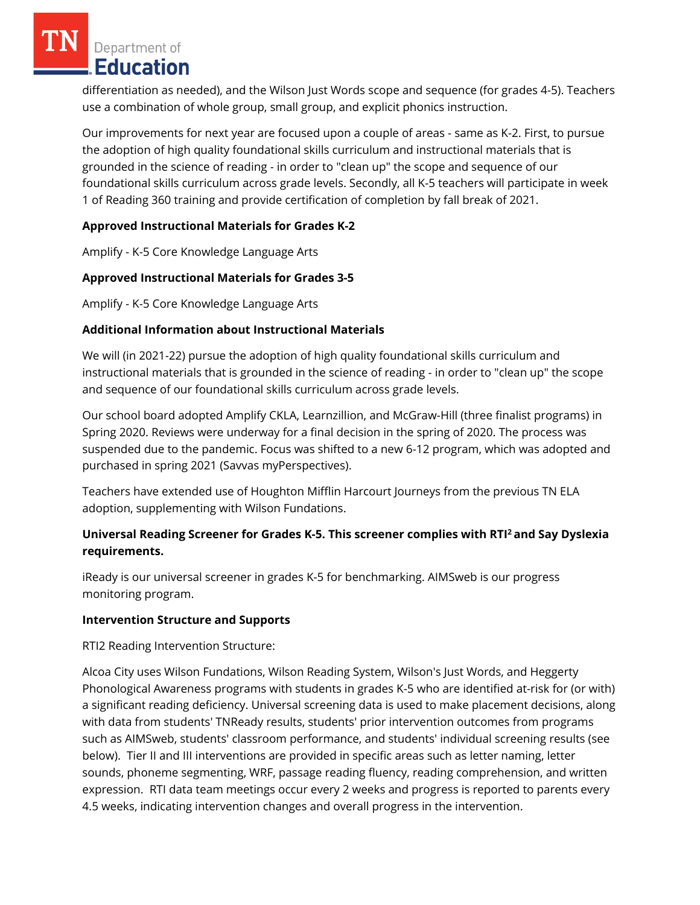differentiation as needed), and the Wilson Just Words scope and sequence (for grades 4-5). Teachers use a combination of whole group, small group, and explicit phonics instruction.

Our improvements for next year are focused upon a couple of areas - same as K-2. First, to pursue the adoption of high quality foundational skills curriculum and instructional materials that is grounded in the science of reading - in order to "clean up" the scope and sequence of our foundational skills curriculum across grade levels. Secondly, all K-5 teachers will participate in week 1 of Reading 360 training and provide certification of completion by fall break of 2021.

**Approved Instructional Materials for Grades K-2**

Amplify - K-5 Core Knowledge Language Arts

**Approved Instructional Materials for Grades 3-5**

Amplify - K-5 Core Knowledge Language Arts

**Additional Information about Instructional Materials**

We will (in 2021-22) pursue the adoption of high quality foundational skills curriculum and instructional materials that is grounded in the science of reading - in order to "clean up" the scope and sequence of our foundational skills curriculum across grade levels.

Our school board adopted Amplify CKLA, Learnzillion, and McGraw-Hill (three finalist programs) in Spring 2020. Reviews were underway for a final decision in the spring of 2020. The process was suspended due to the pandemic. Focus was shifted to a new 6-12 program, which was adopted and purchased in spring 2021 (Savvas myPerspectives).

Teachers have extended use of Houghton Mifflin Harcourt Journeys from the previous TN ELA adoption, supplementing with Wilson Fundations.

**Universal Reading Screener for Grades K-5. This screener complies with RTI² and Say Dyslexia requirements.**

iReady is our universal screener in grades K-5 for benchmarking. AIMSweb is our progress monitoring program.

**Intervention Structure and Supports**

RTI2 Reading Intervention Structure:

Alcoa City uses Wilson Fundations, Wilson Reading System, Wilson's Just Words, and Heggerty Phonological Awareness programs with students in grades K-5 who are identified at-risk for (or with) a significant reading deficiency. Universal screening data is used to make placement decisions, along with data from students' TNReady results, students' prior intervention outcomes from programs such as AIMSweb, students' classroom performance, and students' individual screening results (see below). Tier II and III interventions are provided in specific areas such as letter naming, letter sounds, phoneme segmenting, WRF, passage reading fluency, reading comprehension, and written expression. RTI data team meetings occur every 2 weeks and progress is reported to parents every 4.5 weeks, indicating intervention changes and overall progress in the intervention.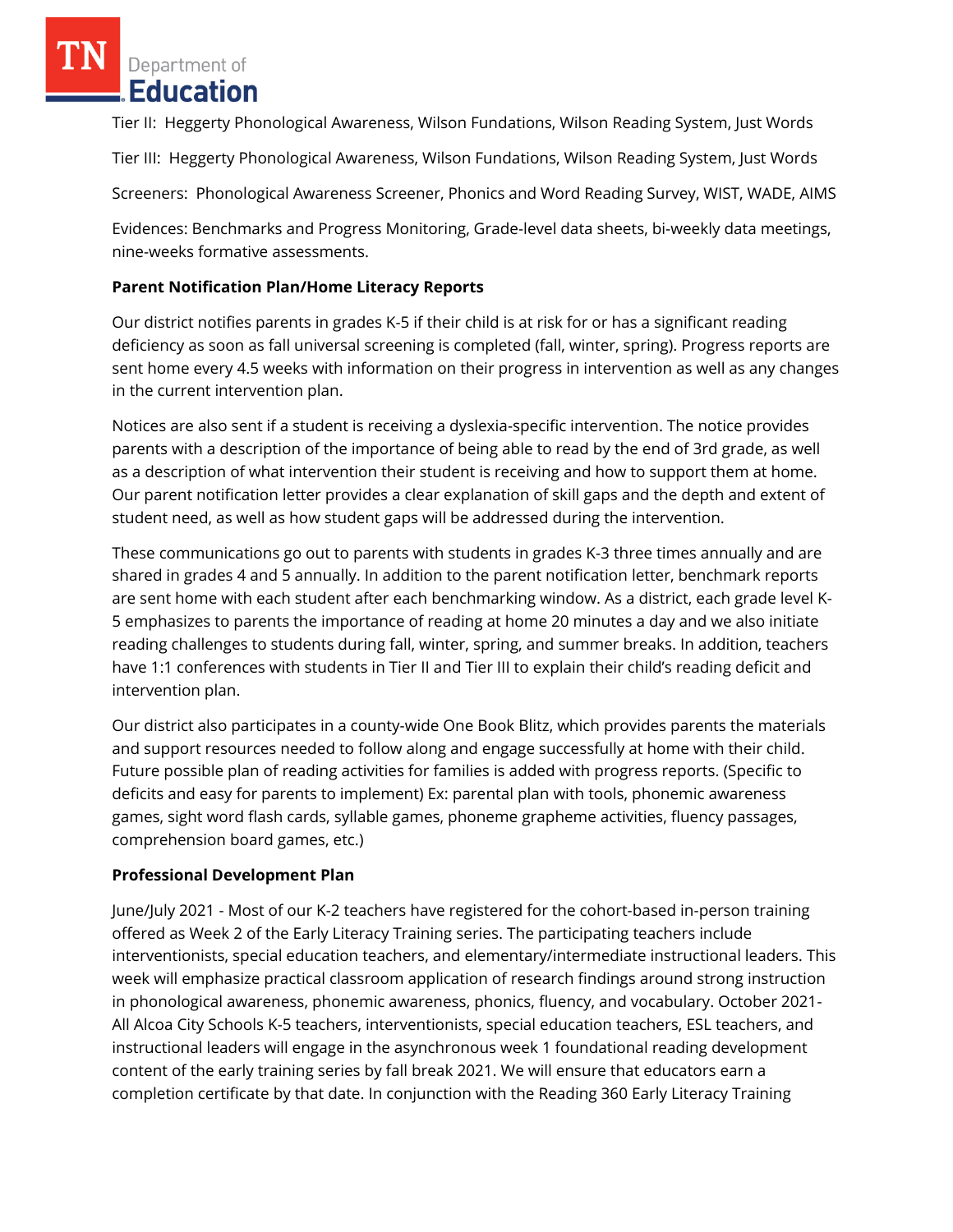Tier II: Heggerty Phonological Awareness, Wilson Fundations, Wilson Reading System, Just Words

Tier III: Heggerty Phonological Awareness, Wilson Fundations, Wilson Reading System, Just Words

Screeners: Phonological Awareness Screener, Phonics and Word Reading Survey, WIST, WADE, AIMS

Evidences: Benchmarks and Progress Monitoring, Grade-level data sheets, bi-weekly data meetings, nine-weeks formative assessments.

**Parent Notification Plan/Home Literacy Reports**

Our district notifies parents in grades K-5 if their child is at risk for or has a significant reading deficiency as soon as fall universal screening is completed (fall, winter, spring). Progress reports are sent home every 4.5 weeks with information on their progress in intervention as well as any changes in the current intervention plan.

Notices are also sent if a student is receiving a dyslexia-specific intervention. The notice provides parents with a description of the importance of being able to read by the end of 3rd grade, as well as a description of what intervention their student is receiving and how to support them at home. Our parent notification letter provides a clear explanation of skill gaps and the depth and extent of student need, as well as how student gaps will be addressed during the intervention.

These communications go out to parents with students in grades K-3 three times annually and are shared in grades 4 and 5 annually. In addition to the parent notification letter, benchmark reports are sent home with each student after each benchmarking window. As a district, each grade level K-5 emphasizes to parents the importance of reading at home 20 minutes a day and we also initiate reading challenges to students during fall, winter, spring, and summer breaks. In addition, teachers have 1:1 conferences with students in Tier II and Tier III to explain their child's reading deficit and intervention plan.

Our district also participates in a county-wide One Book Blitz, which provides parents the materials and support resources needed to follow along and engage successfully at home with their child. Future possible plan of reading activities for families is added with progress reports. (Specific to deficits and easy for parents to implement) Ex: parental plan with tools, phonemic awareness games, sight word flash cards, syllable games, phoneme grapheme activities, fluency passages, comprehension board games, etc.)

**Professional Development Plan**

June/July 2021 - Most of our K-2 teachers have registered for the cohort-based in-person training offered as Week 2 of the Early Literacy Training series. The participating teachers include interventionists, special education teachers, and elementary/intermediate instructional leaders. This week will emphasize practical classroom application of research findings around strong instruction in phonological awareness, phonemic awareness, phonics, fluency, and vocabulary. October 2021- All Alcoa City Schools K-5 teachers, interventionists, special education teachers, ESL teachers, and instructional leaders will engage in the asynchronous week 1 foundational reading development content of the early training series by fall break 2021. We will ensure that educators earn a completion certificate by that date. In conjunction with the Reading 360 Early Literacy Training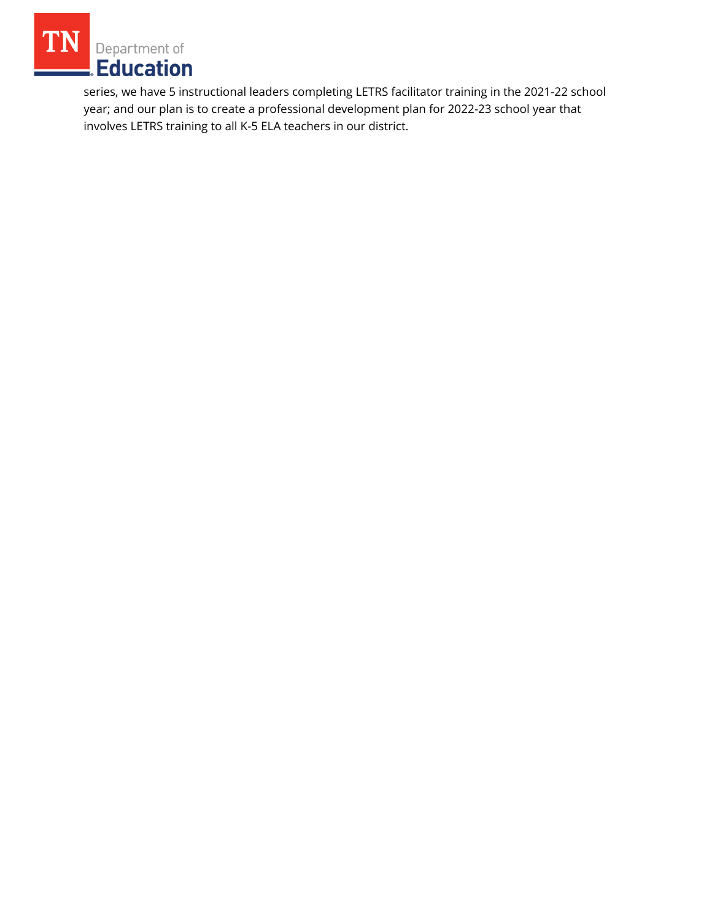series, we have 5 instructional leaders completing LETRS facilitator training in the 2021-22 school year; and our plan is to create a professional development plan for 2022-23 school year that involves LETRS training to all K-5 ELA teachers in our district.